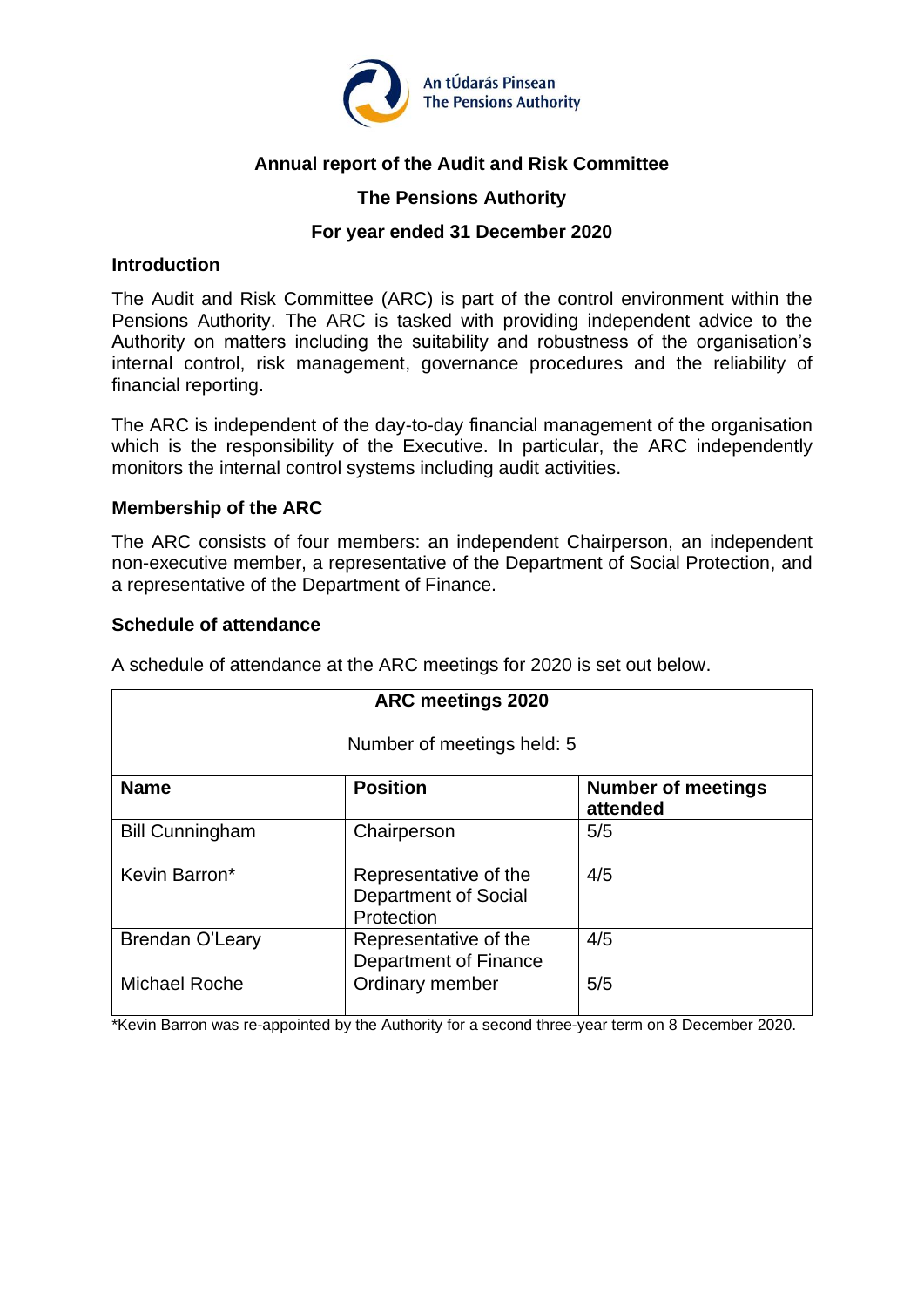An tÚdarás Pinsean
The Pensions Authority

# Annual report of the Audit and Risk Committee

## The Pensions Authority

## For year ended 31 December 2020

### Introduction

The Audit and Risk Committee (ARC) is part of the control environment within the Pensions Authority. The ARC is tasked with providing independent advice to the Authority on matters including the suitability and robustness of the organisation's internal control, risk management, governance procedures and the reliability of financial reporting.

The ARC is independent of the day-to-day financial management of the organisation which is the responsibility of the Executive. In particular, the ARC independently monitors the internal control systems including audit activities.

### Membership of the ARC

The ARC consists of four members: an independent Chairperson, an independent non-executive member, a representative of the Department of Social Protection, and a representative of the Department of Finance.

### Schedule of attendance

A schedule of attendance at the ARC meetings for 2020 is set out below.

| ARC meetings 2020<br><br>Number of meetings held: 5 | | |
|---|---|---|
| **Name** | **Position** | **Number of meetings attended** |
| Bill Cunningham | Chairperson | 5/5 |
| Kevin Barron* | Representative of the Department of Social Protection | 4/5 |
| Brendan O'Leary | Representative of the Department of Finance | 4/5 |
| Michael Roche | Ordinary member | 5/5 |

*Kevin Barron was re-appointed by the Authority for a second three-year term on 8 December 2020.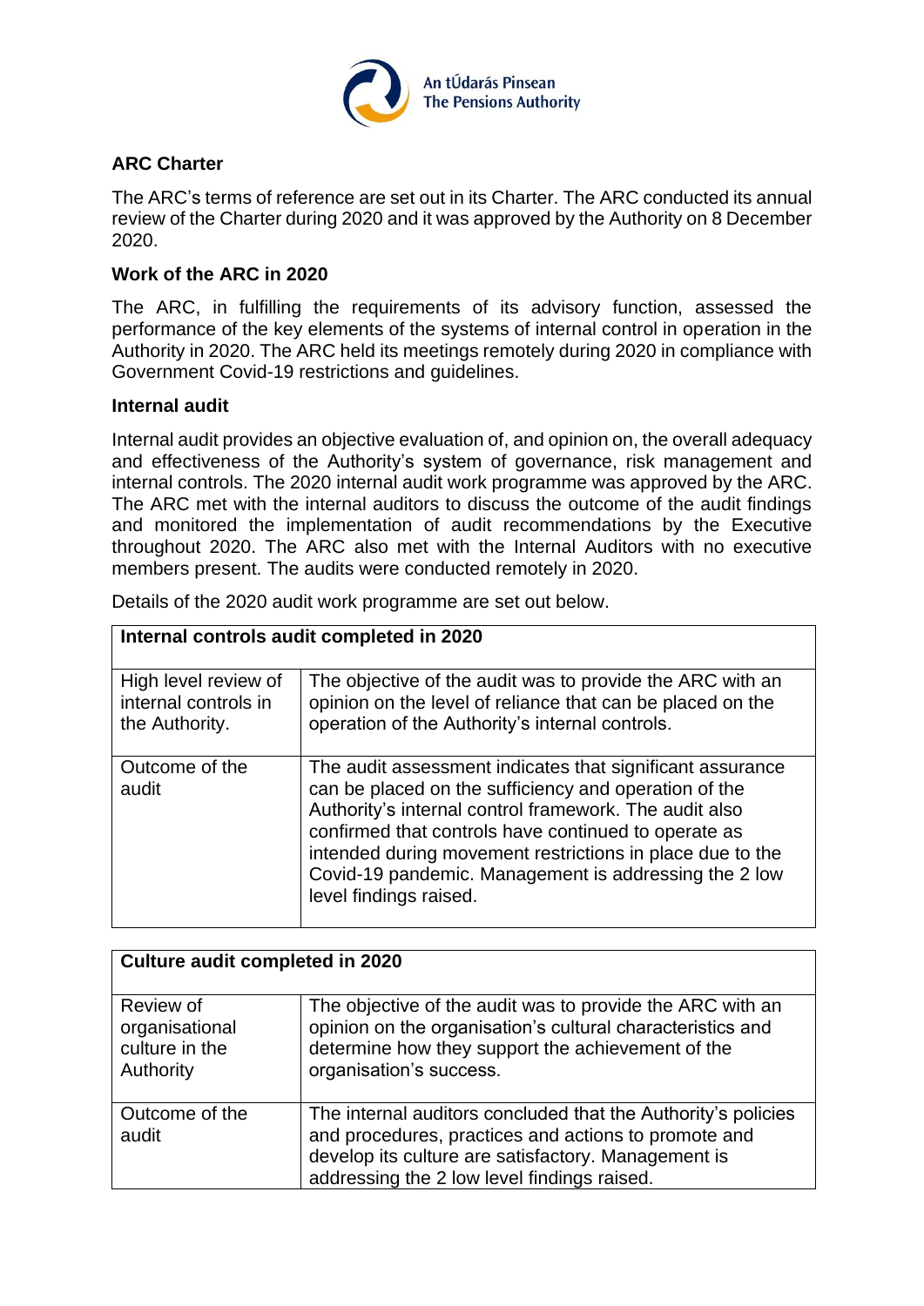## ARC Charter

The ARC's terms of reference are set out in its Charter. The ARC conducted its annual review of the Charter during 2020 and it was approved by the Authority on 8 December 2020.

## Work of the ARC in 2020

The ARC, in fulfilling the requirements of its advisory function, assessed the performance of the key elements of the systems of internal control in operation in the Authority in 2020. The ARC held its meetings remotely during 2020 in compliance with Government Covid-19 restrictions and guidelines.

## Internal audit

Internal audit provides an objective evaluation of, and opinion on, the overall adequacy and effectiveness of the Authority's system of governance, risk management and internal controls. The 2020 internal audit work programme was approved by the ARC. The ARC met with the internal auditors to discuss the outcome of the audit findings and monitored the implementation of audit recommendations by the Executive throughout 2020. The ARC also met with the Internal Auditors with no executive members present. The audits were conducted remotely in 2020.

Details of the 2020 audit work programme are set out below.

| **Internal controls audit completed in 2020** | |
|---|---|
| High level review of internal controls in the Authority. | The objective of the audit was to provide the ARC with an opinion on the level of reliance that can be placed on the operation of the Authority's internal controls. |
| Outcome of the audit | The audit assessment indicates that significant assurance can be placed on the sufficiency and operation of the Authority's internal control framework. The audit also confirmed that controls have continued to operate as intended during movement restrictions in place due to the Covid-19 pandemic. Management is addressing the 2 low level findings raised. |

| **Culture audit completed in 2020** | |
|---|---|
| Review of organisational culture in the Authority | The objective of the audit was to provide the ARC with an opinion on the organisation's cultural characteristics and determine how they support the achievement of the organisation's success. |
| Outcome of the audit | The internal auditors concluded that the Authority's policies and procedures, practices and actions to promote and develop its culture are satisfactory. Management is addressing the 2 low level findings raised. |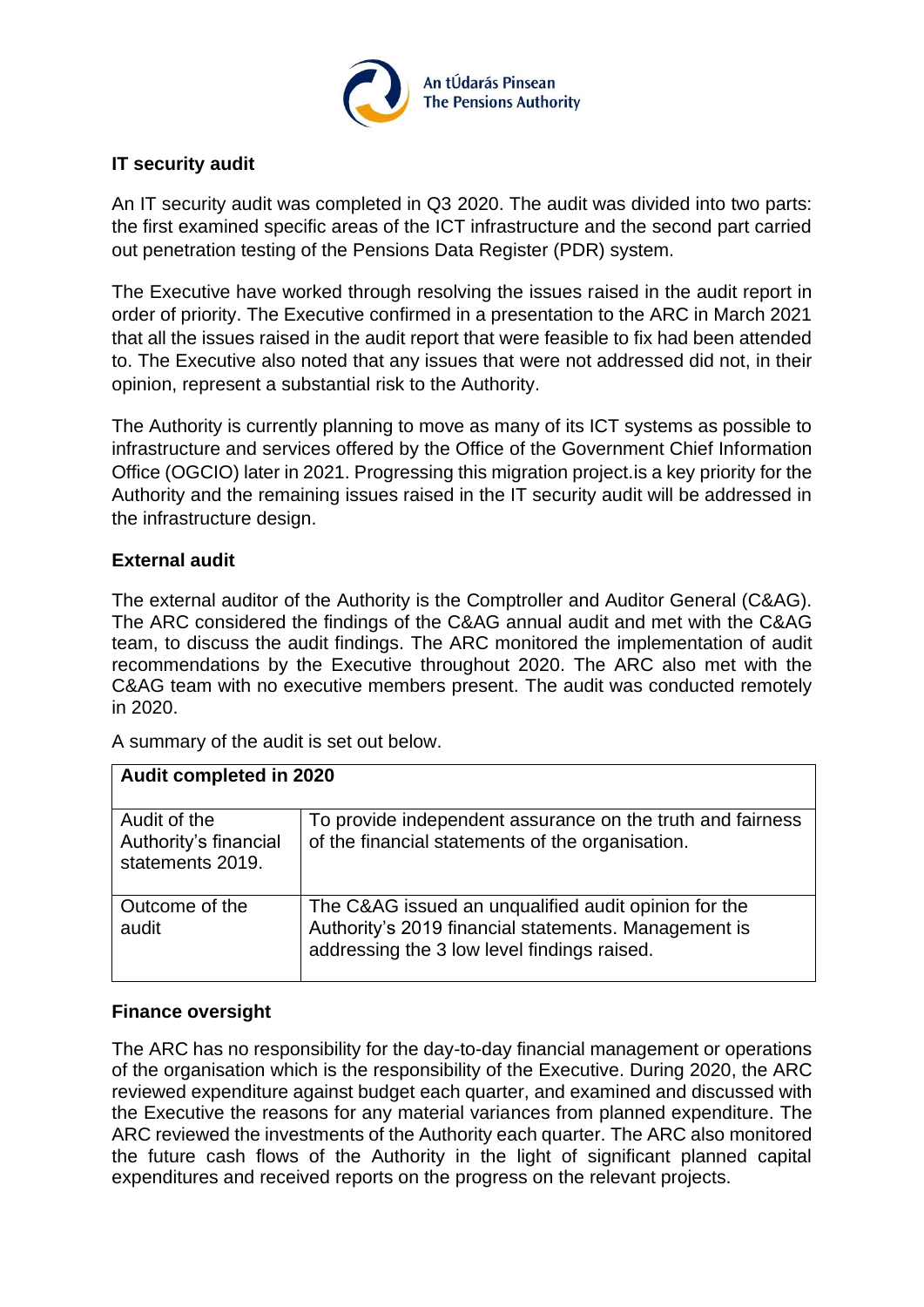## IT security audit

An IT security audit was completed in Q3 2020. The audit was divided into two parts: the first examined specific areas of the ICT infrastructure and the second part carried out penetration testing of the Pensions Data Register (PDR) system.

The Executive have worked through resolving the issues raised in the audit report in order of priority. The Executive confirmed in a presentation to the ARC in March 2021 that all the issues raised in the audit report that were feasible to fix had been attended to. The Executive also noted that any issues that were not addressed did not, in their opinion, represent a substantial risk to the Authority.

The Authority is currently planning to move as many of its ICT systems as possible to infrastructure and services offered by the Office of the Government Chief Information Office (OGCIO) later in 2021. Progressing this migration project.is a key priority for the Authority and the remaining issues raised in the IT security audit will be addressed in the infrastructure design.

## External audit

The external auditor of the Authority is the Comptroller and Auditor General (C&AG). The ARC considered the findings of the C&AG annual audit and met with the C&AG team, to discuss the audit findings. The ARC monitored the implementation of audit recommendations by the Executive throughout 2020. The ARC also met with the C&AG team with no executive members present. The audit was conducted remotely in 2020.

A summary of the audit is set out below.

| **Audit completed in 2020** | |
|---|---|
| Audit of the Authority's financial statements 2019. | To provide independent assurance on the truth and fairness of the financial statements of the organisation. |
| Outcome of the audit | The C&AG issued an unqualified audit opinion for the Authority's 2019 financial statements. Management is addressing the 3 low level findings raised. |

## Finance oversight

The ARC has no responsibility for the day-to-day financial management or operations of the organisation which is the responsibility of the Executive. During 2020, the ARC reviewed expenditure against budget each quarter, and examined and discussed with the Executive the reasons for any material variances from planned expenditure. The ARC reviewed the investments of the Authority each quarter. The ARC also monitored the future cash flows of the Authority in the light of significant planned capital expenditures and received reports on the progress on the relevant projects.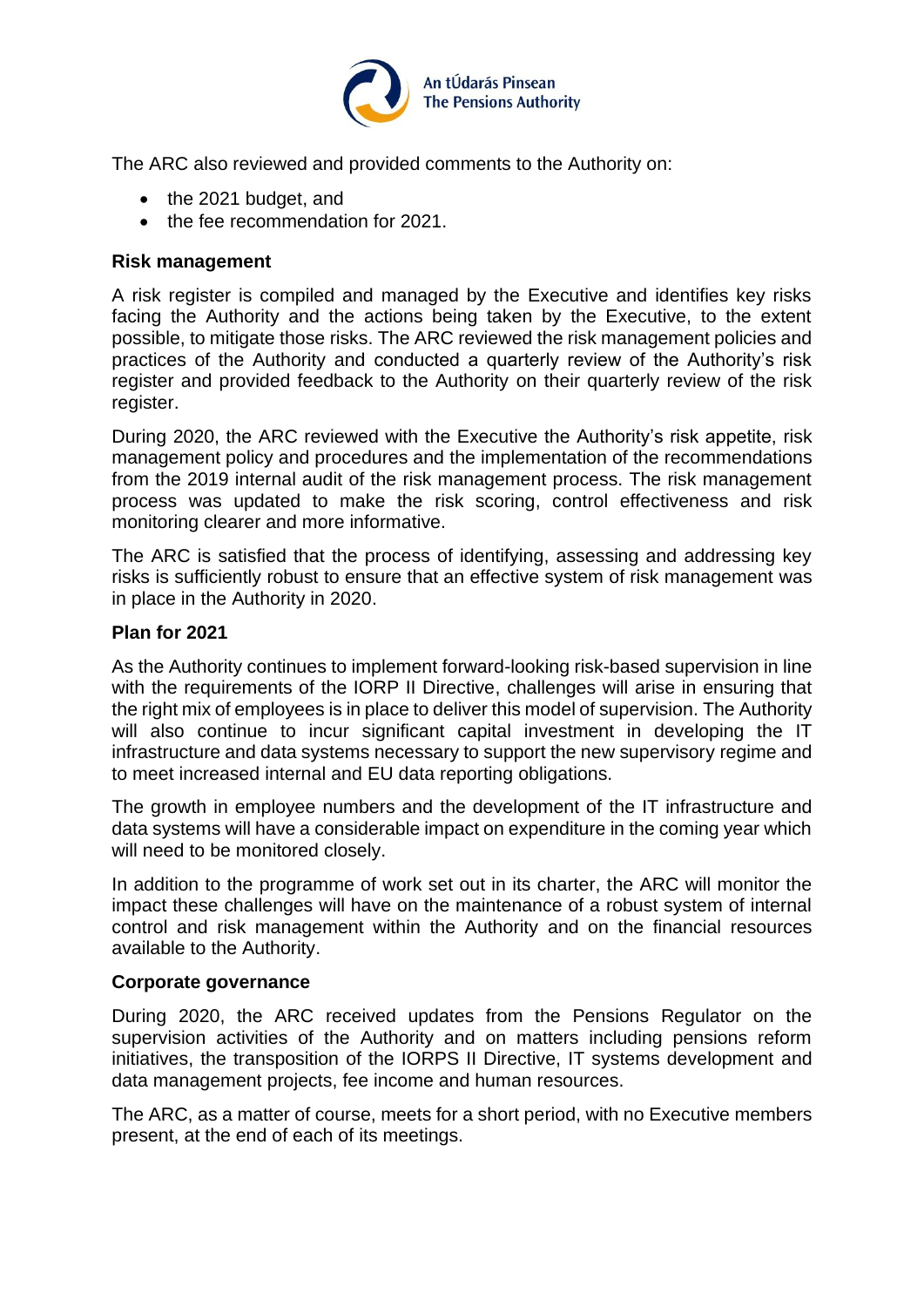The ARC also reviewed and provided comments to the Authority on:

- the 2021 budget, and
- the fee recommendation for 2021.

**Risk management**

A risk register is compiled and managed by the Executive and identifies key risks facing the Authority and the actions being taken by the Executive, to the extent possible, to mitigate those risks. The ARC reviewed the risk management policies and practices of the Authority and conducted a quarterly review of the Authority's risk register and provided feedback to the Authority on their quarterly review of the risk register.

During 2020, the ARC reviewed with the Executive the Authority's risk appetite, risk management policy and procedures and the implementation of the recommendations from the 2019 internal audit of the risk management process. The risk management process was updated to make the risk scoring, control effectiveness and risk monitoring clearer and more informative.

The ARC is satisfied that the process of identifying, assessing and addressing key risks is sufficiently robust to ensure that an effective system of risk management was in place in the Authority in 2020.

**Plan for 2021**

As the Authority continues to implement forward-looking risk-based supervision in line with the requirements of the IORP II Directive, challenges will arise in ensuring that the right mix of employees is in place to deliver this model of supervision. The Authority will also continue to incur significant capital investment in developing the IT infrastructure and data systems necessary to support the new supervisory regime and to meet increased internal and EU data reporting obligations.

The growth in employee numbers and the development of the IT infrastructure and data systems will have a considerable impact on expenditure in the coming year which will need to be monitored closely.

In addition to the programme of work set out in its charter, the ARC will monitor the impact these challenges will have on the maintenance of a robust system of internal control and risk management within the Authority and on the financial resources available to the Authority.

**Corporate governance**

During 2020, the ARC received updates from the Pensions Regulator on the supervision activities of the Authority and on matters including pensions reform initiatives, the transposition of the IORPS II Directive, IT systems development and data management projects, fee income and human resources.

The ARC, as a matter of course, meets for a short period, with no Executive members present, at the end of each of its meetings.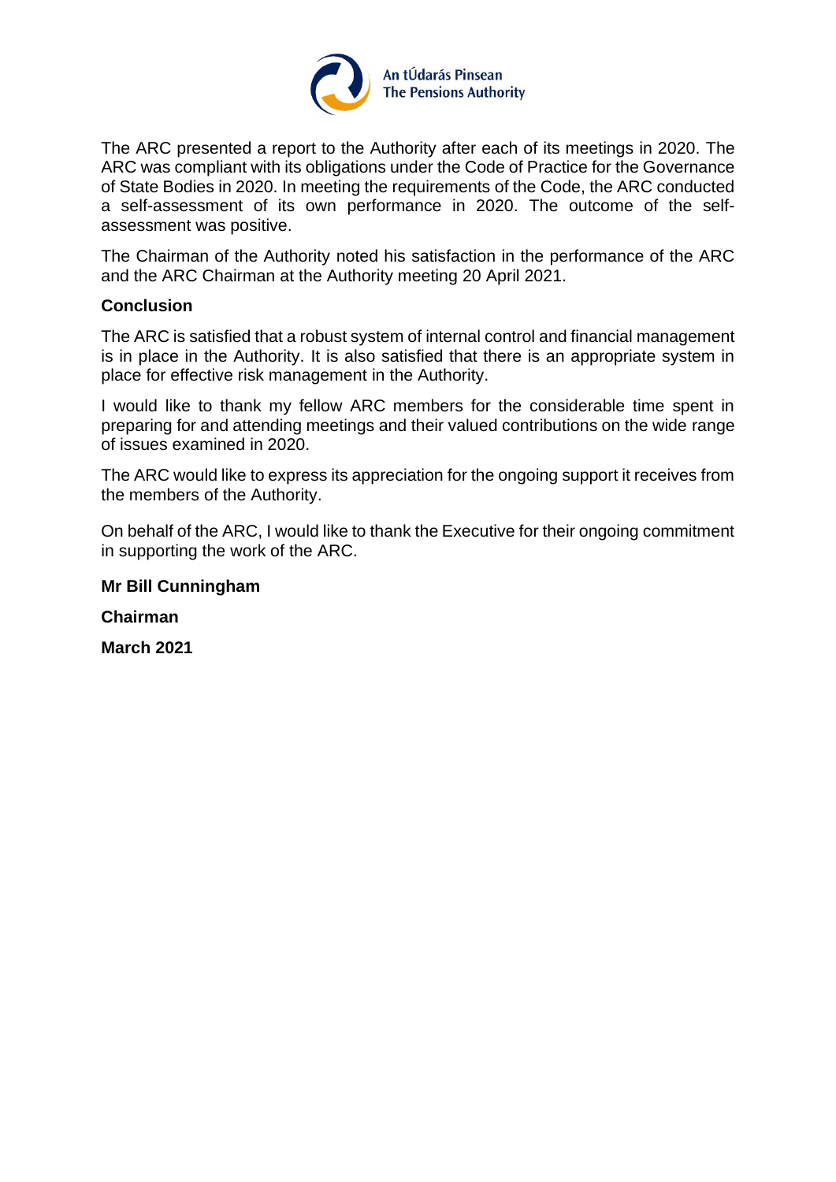The ARC presented a report to the Authority after each of its meetings in 2020. The ARC was compliant with its obligations under the Code of Practice for the Governance of State Bodies in 2020. In meeting the requirements of the Code, the ARC conducted a self-assessment of its own performance in 2020. The outcome of the self-assessment was positive.

The Chairman of the Authority noted his satisfaction in the performance of the ARC and the ARC Chairman at the Authority meeting 20 April 2021.

**Conclusion**

The ARC is satisfied that a robust system of internal control and financial management is in place in the Authority. It is also satisfied that there is an appropriate system in place for effective risk management in the Authority.

I would like to thank my fellow ARC members for the considerable time spent in preparing for and attending meetings and their valued contributions on the wide range of issues examined in 2020.

The ARC would like to express its appreciation for the ongoing support it receives from the members of the Authority.

On behalf of the ARC, I would like to thank the Executive for their ongoing commitment in supporting the work of the ARC.

**Mr Bill Cunningham**

**Chairman**

**March 2021**